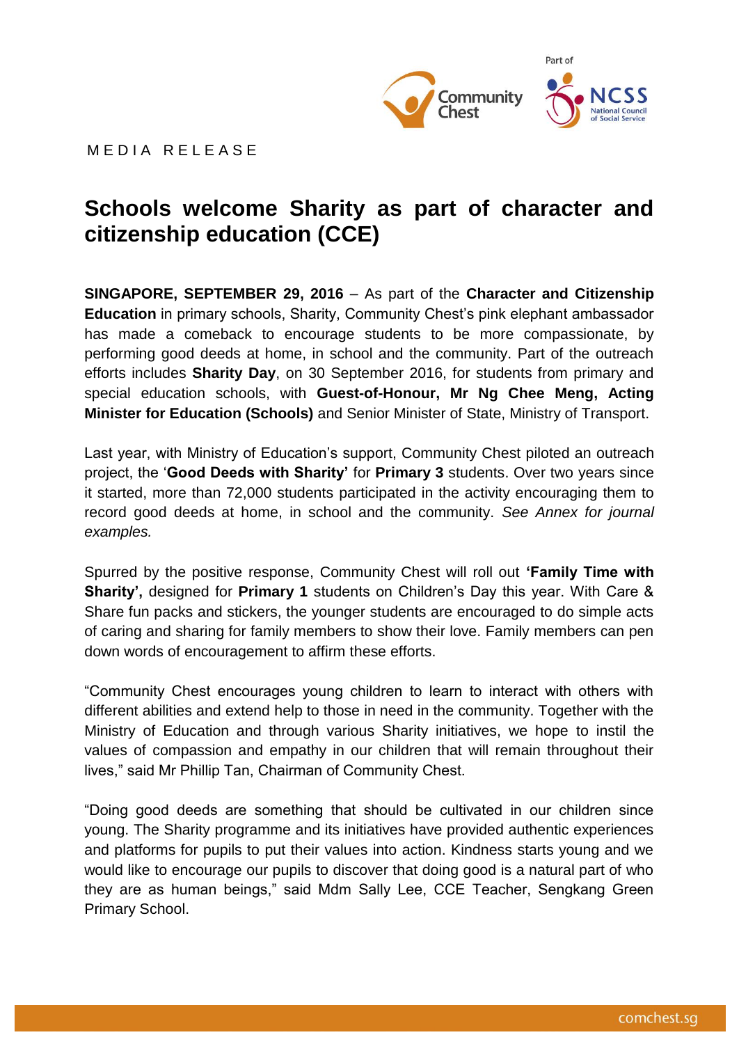MEDIA RELEASE

# Schools welcome Sharity as part of character and citizenship education (CCE)

**SINGAPORE, SEPTEMBER 29, 2016** – As part of the **Character and Citizenship Education** in primary schools, Sharity, Community Chest's pink elephant ambassador has made a comeback to encourage students to be more compassionate, by performing good deeds at home, in school and the community. Part of the outreach efforts includes **Sharity Day**, on 30 September 2016, for students from primary and special education schools, with **Guest-of-Honour, Mr Ng Chee Meng, Acting Minister for Education (Schools)** and Senior Minister of State, Ministry of Transport.

Last year, with Ministry of Education's support, Community Chest piloted an outreach project, the '**Good Deeds with Sharity'** for **Primary 3** students. Over two years since it started, more than 72,000 students participated in the activity encouraging them to record good deeds at home, in school and the community. *See Annex for journal examples.*

Spurred by the positive response, Community Chest will roll out **'Family Time with Sharity',** designed for **Primary 1** students on Children's Day this year. With Care & Share fun packs and stickers, the younger students are encouraged to do simple acts of caring and sharing for family members to show their love. Family members can pen down words of encouragement to affirm these efforts.

"Community Chest encourages young children to learn to interact with others with different abilities and extend help to those in need in the community. Together with the Ministry of Education and through various Sharity initiatives, we hope to instil the values of compassion and empathy in our children that will remain throughout their lives," said Mr Phillip Tan, Chairman of Community Chest.

"Doing good deeds are something that should be cultivated in our children since young. The Sharity programme and its initiatives have provided authentic experiences and platforms for pupils to put their values into action. Kindness starts young and we would like to encourage our pupils to discover that doing good is a natural part of who they are as human beings," said Mdm Sally Lee, CCE Teacher, Sengkang Green Primary School.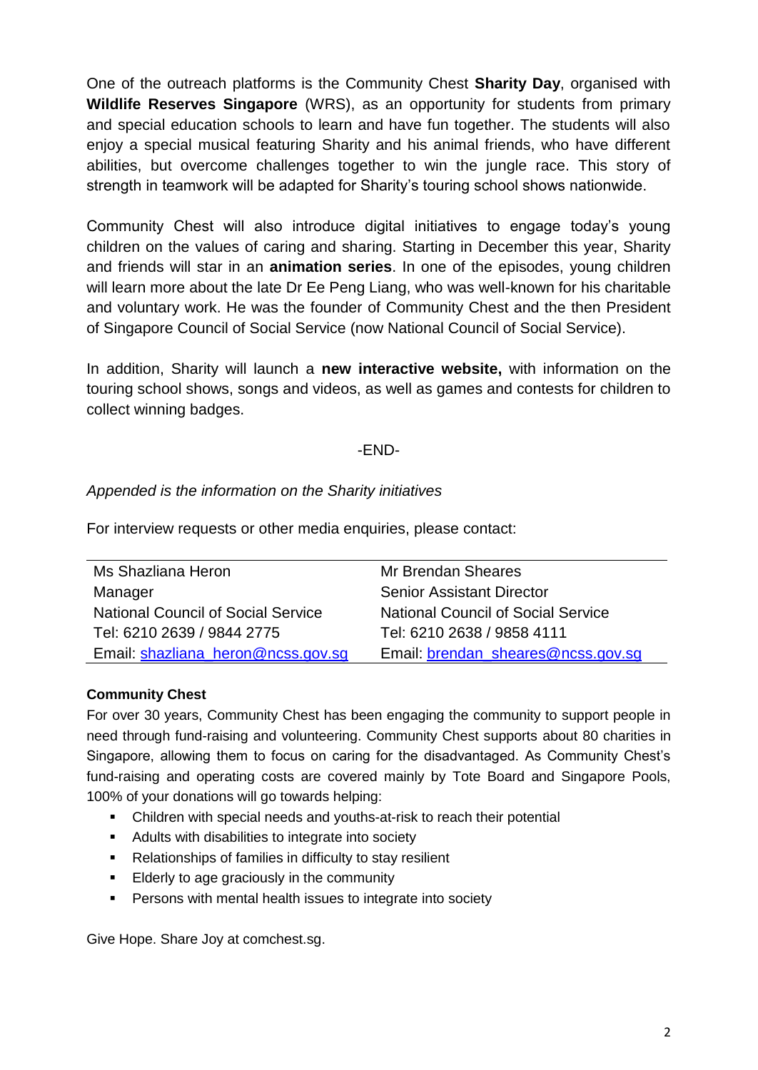One of the outreach platforms is the Community Chest **Sharity Day**, organised with **Wildlife Reserves Singapore** (WRS), as an opportunity for students from primary and special education schools to learn and have fun together. The students will also enjoy a special musical featuring Sharity and his animal friends, who have different abilities, but overcome challenges together to win the jungle race. This story of strength in teamwork will be adapted for Sharity's touring school shows nationwide.

Community Chest will also introduce digital initiatives to engage today's young children on the values of caring and sharing. Starting in December this year, Sharity and friends will star in an **animation series**. In one of the episodes, young children will learn more about the late Dr Ee Peng Liang, who was well-known for his charitable and voluntary work. He was the founder of Community Chest and the then President of Singapore Council of Social Service (now National Council of Social Service).

In addition, Sharity will launch a **new interactive website,** with information on the touring school shows, songs and videos, as well as games and contests for children to collect winning badges.

-END-

*Appended is the information on the Sharity initiatives*

For interview requests or other media enquiries, please contact:

| | |
|---|---|
| Ms Shazliana Heron | Mr Brendan Sheares |
| Manager | Senior Assistant Director |
| National Council of Social Service | National Council of Social Service |
| Tel: 6210 2639 / 9844 2775 | Tel: 6210 2638 / 9858 4111 |
| Email: shazliana_heron@ncss.gov.sg | Email: brendan_sheares@ncss.gov.sg |

**Community Chest**

For over 30 years, Community Chest has been engaging the community to support people in need through fund-raising and volunteering. Community Chest supports about 80 charities in Singapore, allowing them to focus on caring for the disadvantaged. As Community Chest's fund-raising and operating costs are covered mainly by Tote Board and Singapore Pools, 100% of your donations will go towards helping:

- Children with special needs and youths-at-risk to reach their potential
- Adults with disabilities to integrate into society
- Relationships of families in difficulty to stay resilient
- Elderly to age graciously in the community
- Persons with mental health issues to integrate into society

Give Hope. Share Joy at comchest.sg.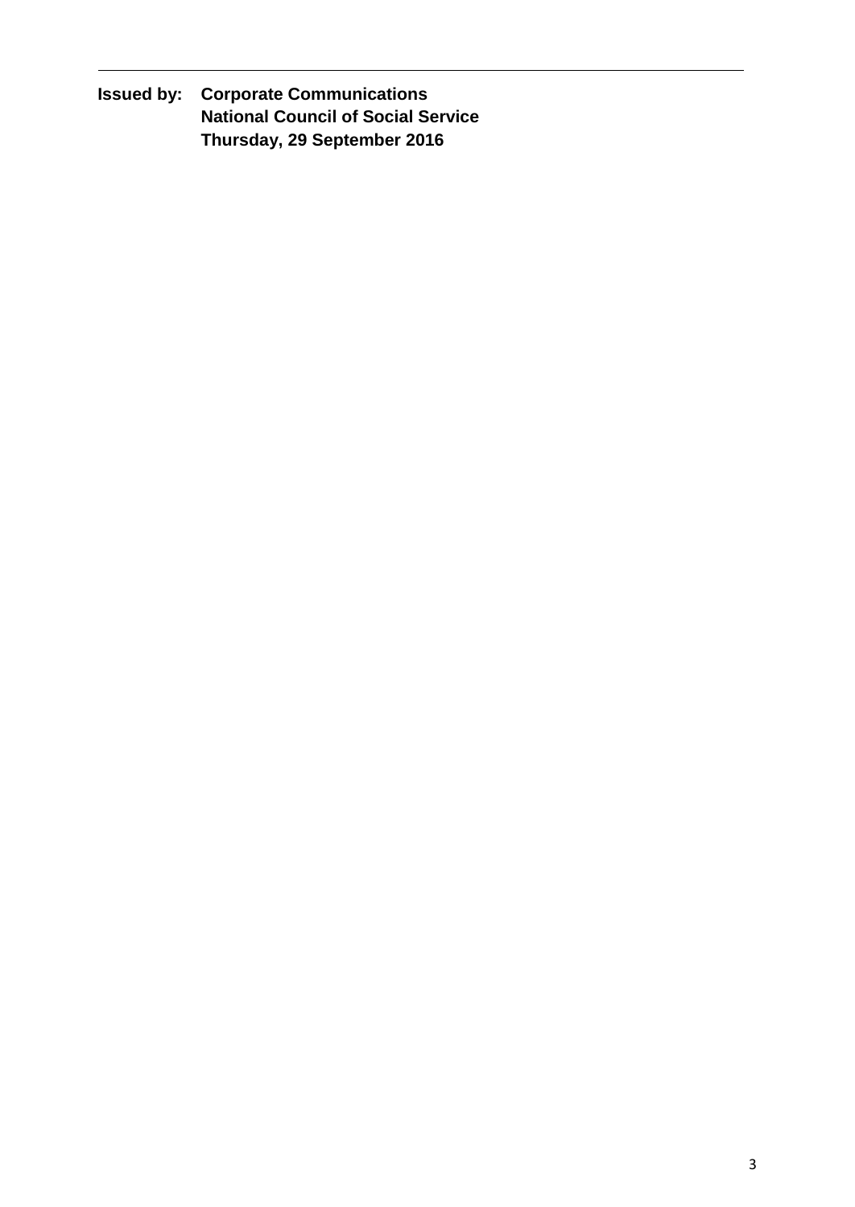---

**Issued by: Corporate Communications**
**National Council of Social Service**
**Thursday, 29 September 2016**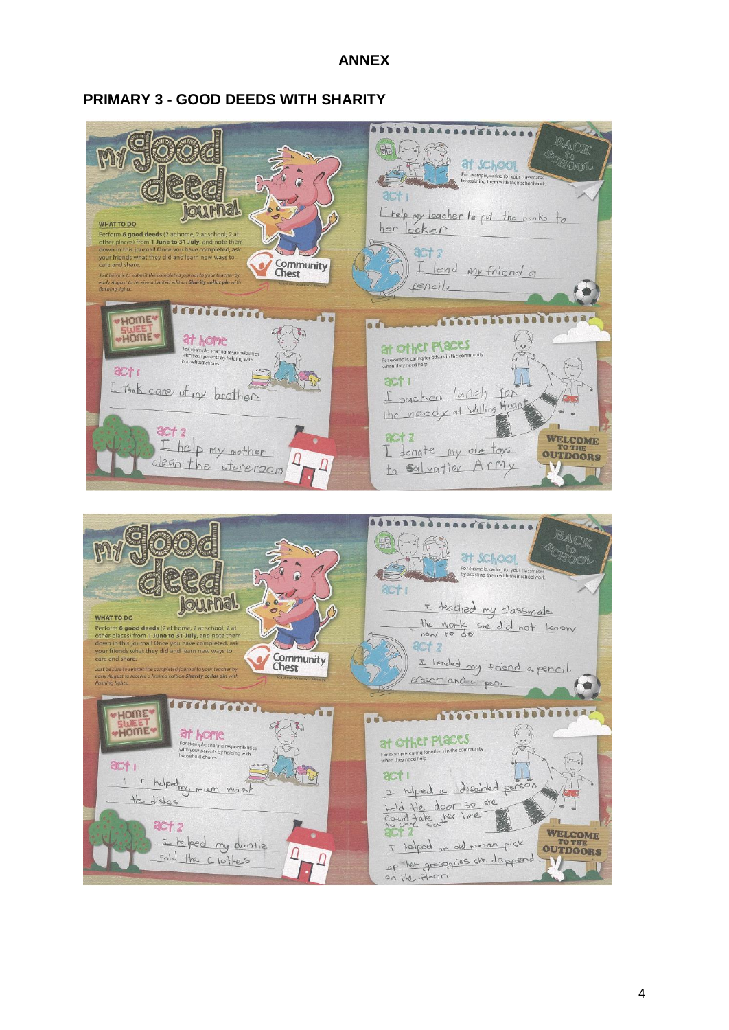# ANNEX

## PRIMARY 3 - GOOD DEEDS WITH SHARITY

**My good deed journal**

**WHAT TO DO**

Perform **6 good deeds** (2 at home, 2 at school, 2 at other places) from **1 June to 31 July**, and note them down in this journal! Once you have completed, ask your friends what they did and learn new ways to care and share.

*Just be sure to submit the completed journal to your teacher by early August to receive a limited edition Sharity collar pin with flashing lights.*

Community Chest

**at school**

For example, caring for your classmates by assisting them with their schoolwork.

act 1: I help my teacher to put the books to her locker

act 2: I lend my friend a pencil.

**at home**

For example, sharing responsibilities with your parents by helping with household chores.

act 1: I took care of my brother

act 2: I help my mother clean the storeroom

**at other places**

For example, caring for others in the community when they need help.

act 1: I packed lunch for the needy at Willing Heart

act 2: I donate my old toys to Salvation Army

---

**My good deed journal**

**WHAT TO DO**

Perform **6 good deeds** (2 at home, 2 at school, 2 at other places) from **1 June to 31 July**, and note them down in this journal! Once you have completed, ask your friends what they did and learn new ways to care and share.

*Just be sure to submit the completed journal to your teacher by early August to receive a limited edition Sharity collar pin with flashing lights.*

Community Chest

**at school**

For example, caring for your classmates by assisting them with their schoolwork.

act 1: I teached my classmate the work she did not know how to do

act 2: I lended my friend a pencil, eraser and a pen.

**at home**

For example, sharing responsibilities with your parents by helping with household chores.

act 1: I helped my mum wash the dishes

act 2: I helped my auntie fold the clothes

**at other places**

For example, caring for others in the community when they need help.

act 1: I helped a disabled person hold the door so she could take her time to get out

act 2: I helped an old woman pick up her grocegries she droppend on the floor.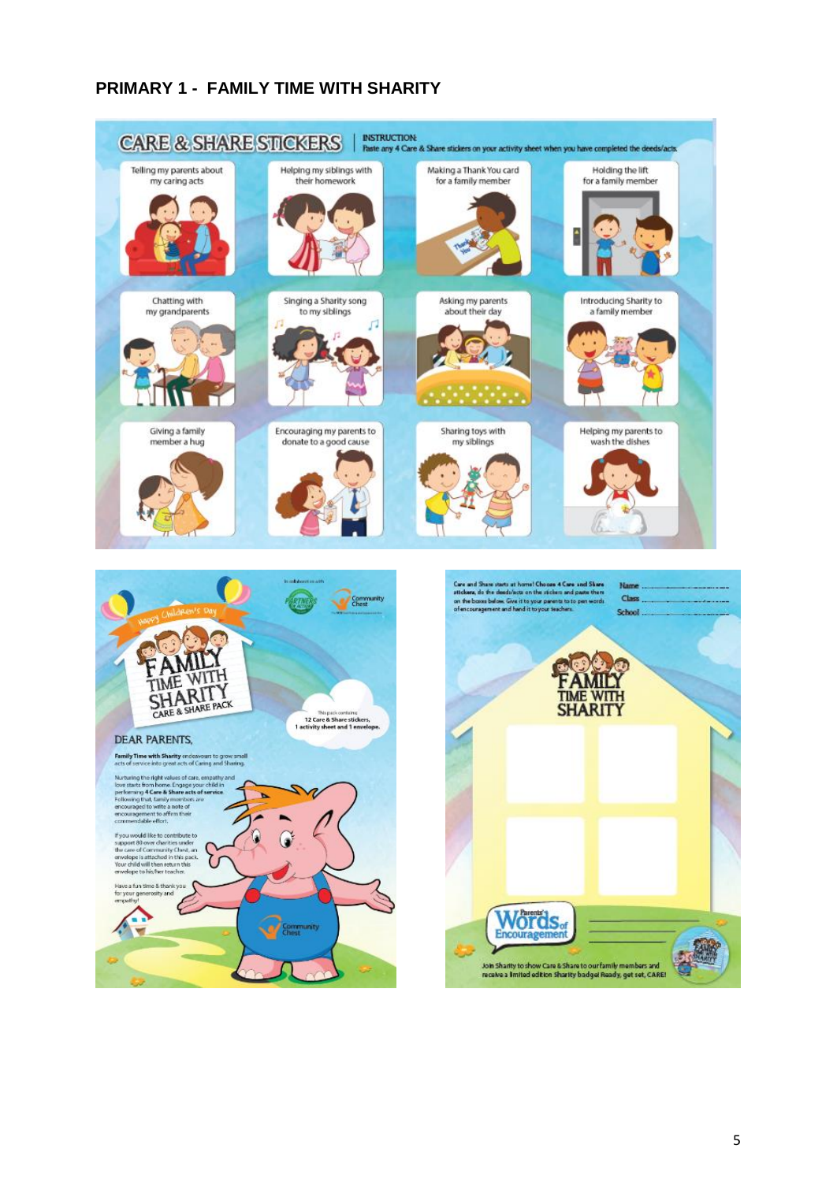## PRIMARY 1 - FAMILY TIME WITH SHARITY

**CARE & SHARE STICKERS**

INSTRUCTION: Paste any 4 Care & Share stickers on your activity sheet when you have completed the deeds/acts.

- Telling my parents about my caring acts
- Helping my siblings with their homework
- Making a Thank You card for a family member
- Holding the lift for a family member
- Chatting with my grandparents
- Singing a Sharity song to my siblings
- Asking my parents about their day
- Introducing Sharity to a family member
- Giving a family member a hug
- Encouraging my parents to donate to a good cause
- Sharing toys with my siblings
- Helping my parents to wash the dishes

Happy Children's Day

**FAMILY TIME WITH SHARITY**
CARE & SHARE PACK

In collaboration with Partners in Action, Community Chest

This pack contains: 12 Care & Share stickers, 1 activity sheet and 1 envelope.

**DEAR PARENTS,**

**Family Time with Sharity** endeavours to grow small acts of service into great acts of Caring and Sharing.

Nurturing the right values of care, empathy and love starts from home. Engage your child in performing **4 Care & Share acts of service**. Following that, family members are encouraged to write a note of encouragement to affirm their commendable effort.

If you would like to contribute to support 80 over charities under the care of Community Chest, an envelope is attached in this pack. Your child will then return this envelope to his/her teacher.

Have a fun time & thank you for your generosity and empathy!

Community Chest

Care and Share starts at home! Choose 4 Care and Share stickers, do the deeds/acts on the stickers and paste them on the boxes below. Give it to your parents to to pen words of encouragement and hand it to your teachers.

Name ______________
Class ______________
School ______________

**FAMILY TIME WITH SHARITY**

Parents' Words of Encouragement

______________
______________
______________

Join Sharity to show Care & Share to our family members and receive a limited edition Sharity badge! Ready, get set, CARE!